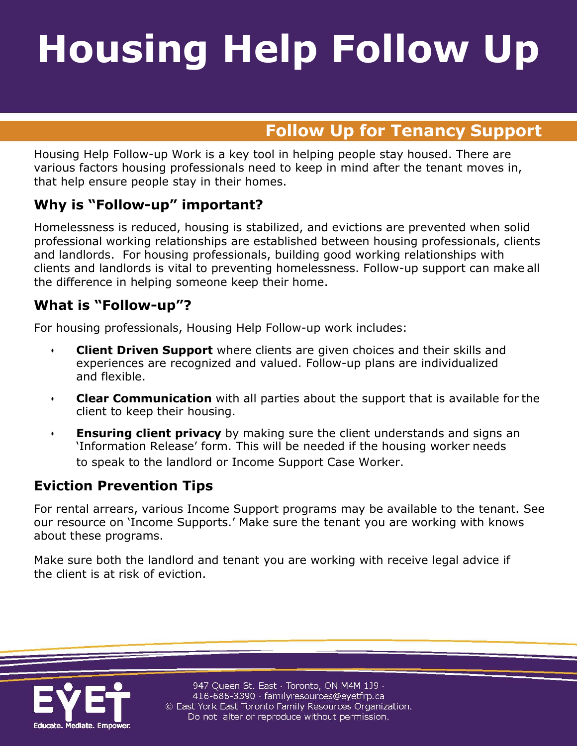# Housing Help Follow Up

## Follow Up for Tenancy Support

Housing Help Follow-up Work is a key tool in helping people stay housed. There are various factors housing professionals need to keep in mind after the tenant moves in, that help ensure people stay in their homes.

### Why is "Follow-up" important?

Homelessness is reduced, housing is stabilized, and evictions are prevented when solid professional working relationships are established between housing professionals, clients and landlords. For housing professionals, building good working relationships with clients and landlords is vital to preventing homelessness. Follow-up support can make all the difference in helping someone keep their home.

### What is "Follow-up"?

For housing professionals, Housing Help Follow-up work includes:

- **Client Driven Support** where clients are given choices and their skills and experiences are recognized and valued. Follow-up plans are individualized and flexible.
- **Clear Communication** with all parties about the support that is available for the client to keep their housing.
- **Ensuring client privacy** by making sure the client understands and signs an 'Information Release' form. This will be needed if the housing worker needs to speak to the landlord or Income Support Case Worker.

### Eviction Prevention Tips

For rental arrears, various Income Support programs may be available to the tenant. See our resource on 'Income Supports.' Make sure the tenant you are working with knows about these programs.

Make sure both the landlord and tenant you are working with receive legal advice if the client is at risk of eviction.

EYET
Educate. Mediate. Empower.

947 Queen St. East · Toronto, ON M4M 1J9 · 416-686-3390 · familyresources@eyetfrp.ca
© East York East Toronto Family Resources Organization. Do not alter or reproduce without permission.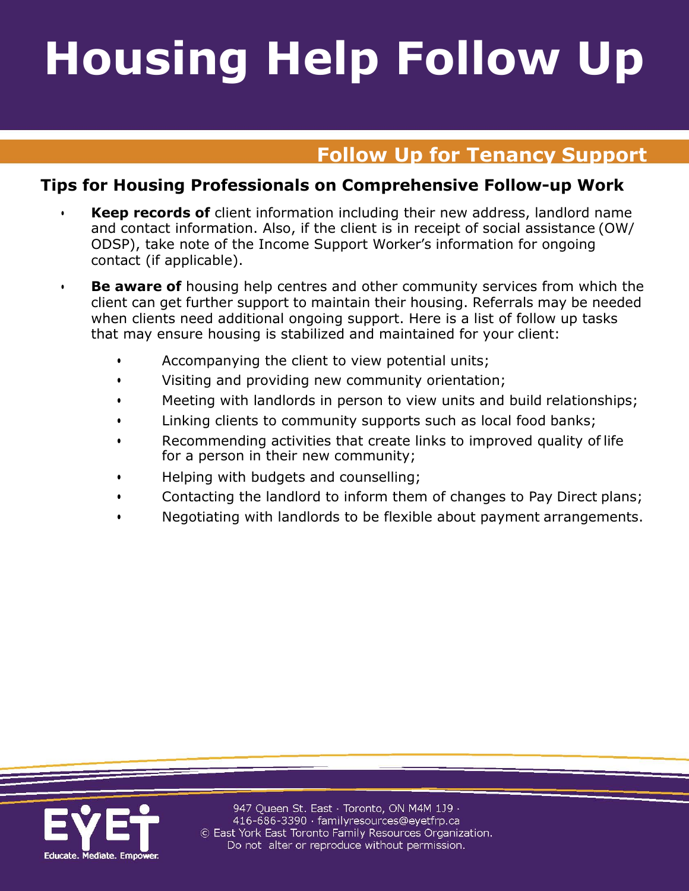# Housing Help Follow Up

## Follow Up for Tenancy Support

### Tips for Housing Professionals on Comprehensive Follow-up Work

- **Keep records of** client information including their new address, landlord name and contact information. Also, if the client is in receipt of social assistance (OW/ ODSP), take note of the Income Support Worker's information for ongoing contact (if applicable).
- **Be aware of** housing help centres and other community services from which the client can get further support to maintain their housing. Referrals may be needed when clients need additional ongoing support. Here is a list of follow up tasks that may ensure housing is stabilized and maintained for your client:
  - Accompanying the client to view potential units;
  - Visiting and providing new community orientation;
  - Meeting with landlords in person to view units and build relationships;
  - Linking clients to community supports such as local food banks;
  - Recommending activities that create links to improved quality of life for a person in their new community;
  - Helping with budgets and counselling;
  - Contacting the landlord to inform them of changes to Pay Direct plans;
  - Negotiating with landlords to be flexible about payment arrangements.

EYET Educate. Mediate. Empower.

947 Queen St. East · Toronto, ON M4M 1J9 · 416-686-3390 · familyresources@eyetfrp.ca
© East York East Toronto Family Resources Organization. Do not alter or reproduce without permission.